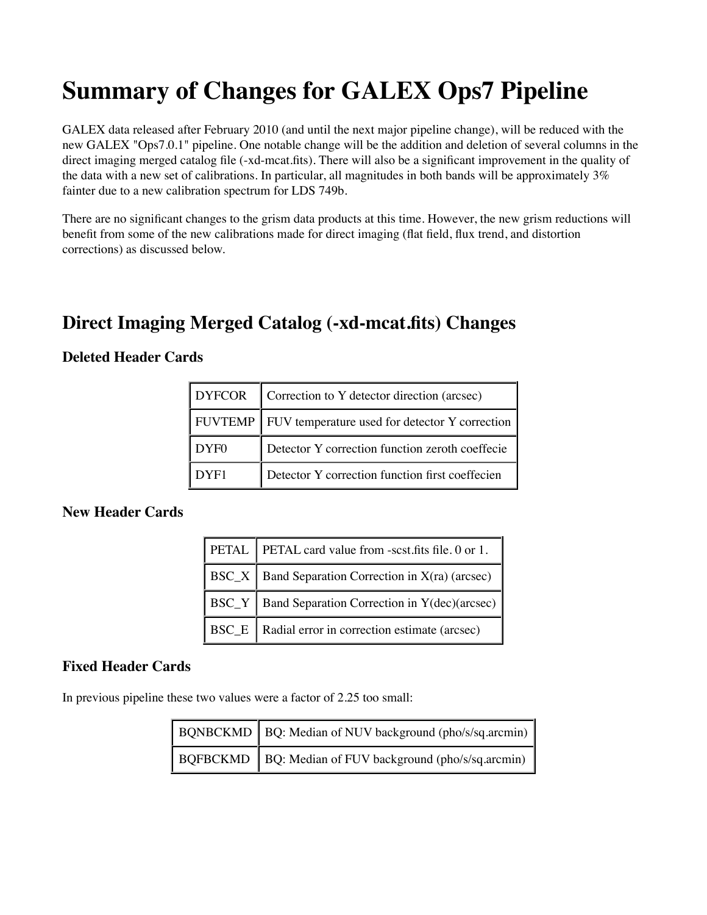# Summary of Changes for GALEX Ops7 Pipeline

GALEX data released after February 2010 (and until the next major pipeline change), will be reduced with the new GALEX "Ops7.0.1" pipeline. One notable change will be the addition and deletion of several columns in the direct imaging merged catalog file (-xd-mcat.fits). There will also be a significant improvement in the quality of the data with a new set of calibrations. In particular, all magnitudes in both bands will be approximately 3% fainter due to a new calibration spectrum for LDS 749b.

There are no significant changes to the grism data products at this time. However, the new grism reductions will benefit from some of the new calibrations made for direct imaging (flat field, flux trend, and distortion corrections) as discussed below.

## Direct Imaging Merged Catalog (-xd-mcat.fits) Changes

### Deleted Header Cards

| | |
|---|---|
| DYFCOR | Correction to Y detector direction (arcsec) |
| FUVTEMP | FUV temperature used for detector Y correction |
| DYF0 | Detector Y correction function zeroth coeffecie |
| DYF1 | Detector Y correction function first coeffecien |

### New Header Cards

| | |
|---|---|
| PETAL | PETAL card value from -scst.fits file. 0 or 1. |
| BSC_X | Band Separation Correction in X(ra) (arcsec) |
| BSC_Y | Band Separation Correction in Y(dec)(arcsec) |
| BSC_E | Radial error in correction estimate (arcsec) |

### Fixed Header Cards

In previous pipeline these two values were a factor of 2.25 too small:

| | |
|---|---|
| BQNBCKMD | BQ: Median of NUV background (pho/s/sq.arcmin) |
| BQFBCKMD | BQ: Median of FUV background (pho/s/sq.arcmin) |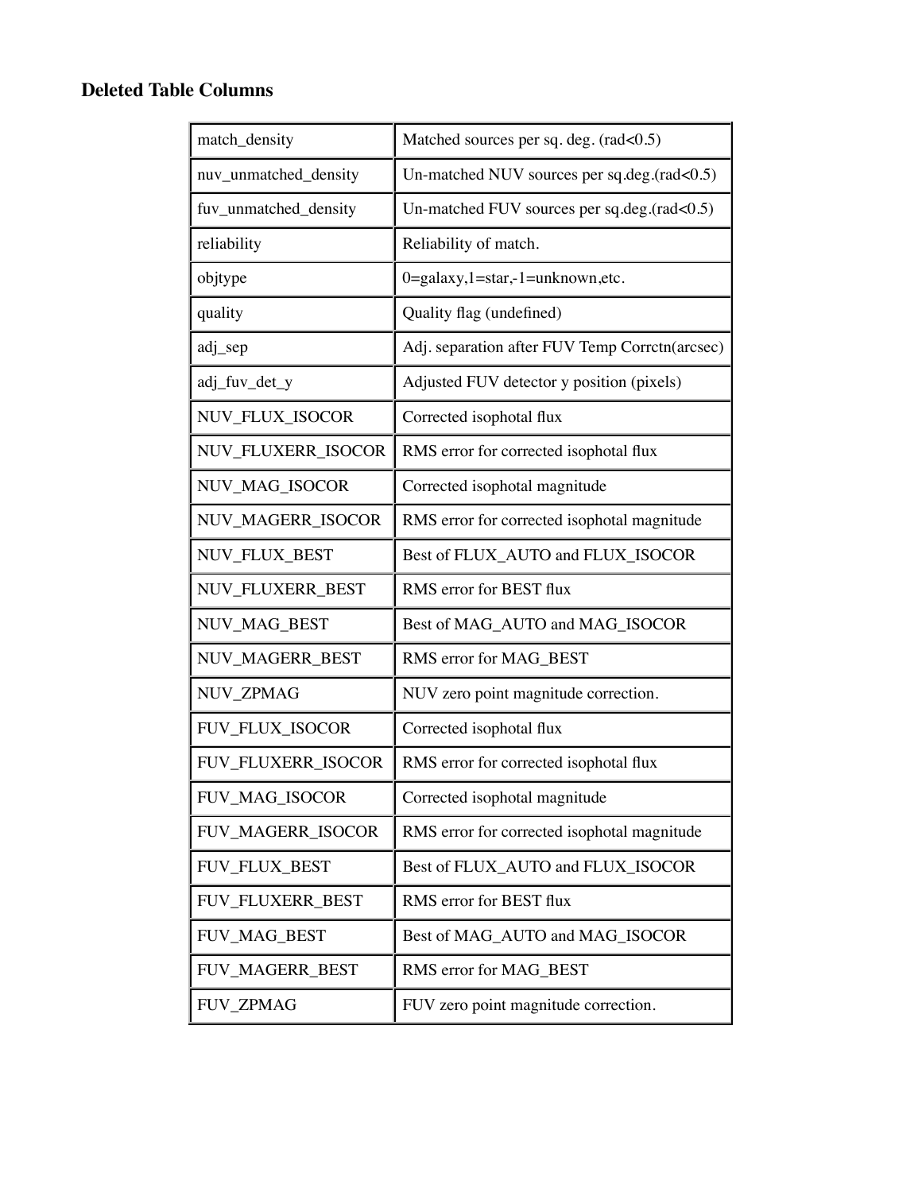### Deleted Table Columns

| | |
|---|---|
| match_density | Matched sources per sq. deg. (rad<0.5) |
| nuv_unmatched_density | Un-matched NUV sources per sq.deg.(rad<0.5) |
| fuv_unmatched_density | Un-matched FUV sources per sq.deg.(rad<0.5) |
| reliability | Reliability of match. |
| objtype | 0=galaxy,1=star,-1=unknown,etc. |
| quality | Quality flag (undefined) |
| adj_sep | Adj. separation after FUV Temp Corrctn(arcsec) |
| adj_fuv_det_y | Adjusted FUV detector y position (pixels) |
| NUV_FLUX_ISOCOR | Corrected isophotal flux |
| NUV_FLUXERR_ISOCOR | RMS error for corrected isophotal flux |
| NUV_MAG_ISOCOR | Corrected isophotal magnitude |
| NUV_MAGERR_ISOCOR | RMS error for corrected isophotal magnitude |
| NUV_FLUX_BEST | Best of FLUX_AUTO and FLUX_ISOCOR |
| NUV_FLUXERR_BEST | RMS error for BEST flux |
| NUV_MAG_BEST | Best of MAG_AUTO and MAG_ISOCOR |
| NUV_MAGERR_BEST | RMS error for MAG_BEST |
| NUV_ZPMAG | NUV zero point magnitude correction. |
| FUV_FLUX_ISOCOR | Corrected isophotal flux |
| FUV_FLUXERR_ISOCOR | RMS error for corrected isophotal flux |
| FUV_MAG_ISOCOR | Corrected isophotal magnitude |
| FUV_MAGERR_ISOCOR | RMS error for corrected isophotal magnitude |
| FUV_FLUX_BEST | Best of FLUX_AUTO and FLUX_ISOCOR |
| FUV_FLUXERR_BEST | RMS error for BEST flux |
| FUV_MAG_BEST | Best of MAG_AUTO and MAG_ISOCOR |
| FUV_MAGERR_BEST | RMS error for MAG_BEST |
| FUV_ZPMAG | FUV zero point magnitude correction. |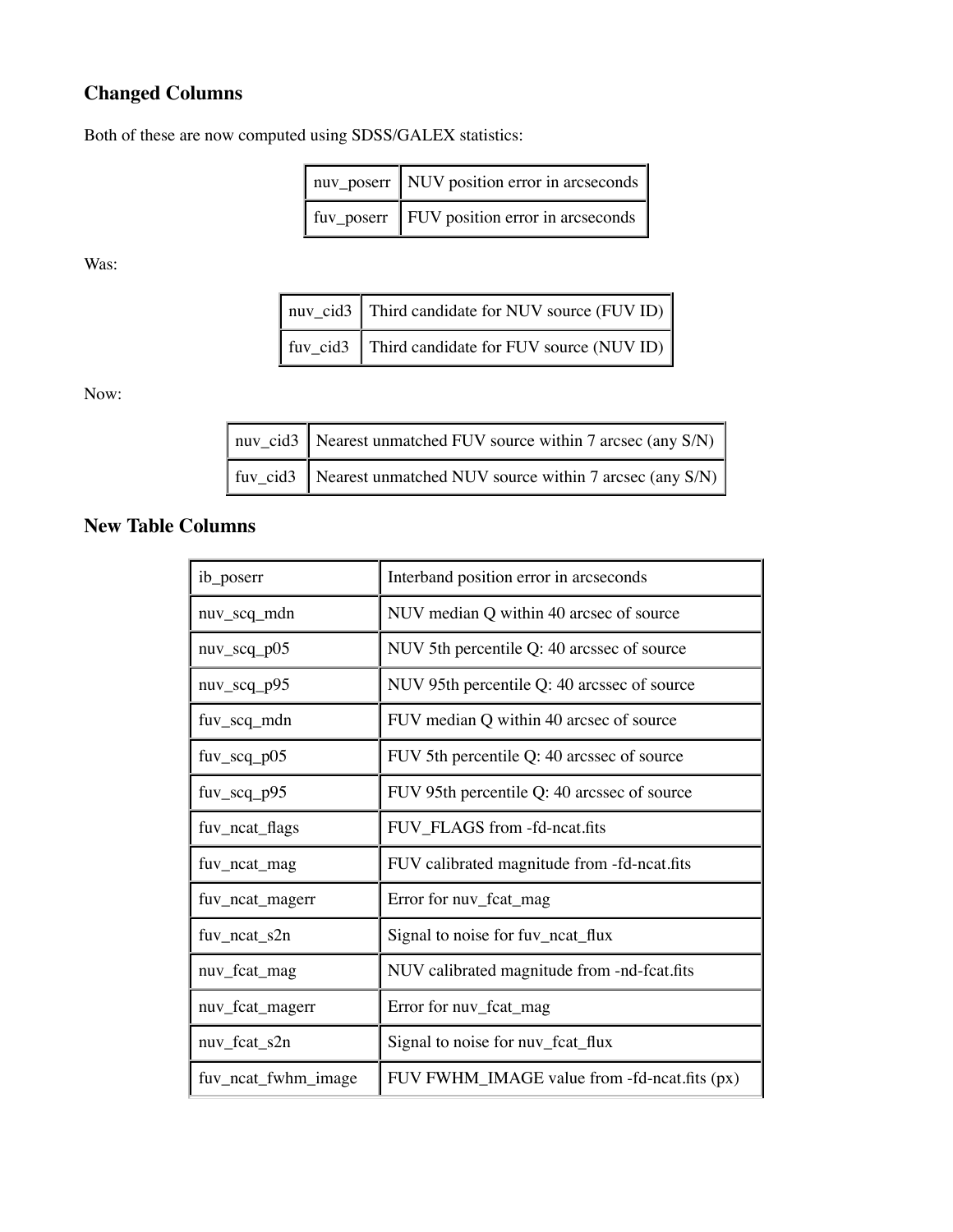## Changed Columns

Both of these are now computed using SDSS/GALEX statistics:

| | |
|---|---|
| nuv_poserr | NUV position error in arcseconds |
| fuv_poserr | FUV position error in arcseconds |

Was:

| | |
|---|---|
| nuv_cid3 | Third candidate for NUV source (FUV ID) |
| fuv_cid3 | Third candidate for FUV source (NUV ID) |

Now:

| | |
|---|---|
| nuv_cid3 | Nearest unmatched FUV source within 7 arcsec (any S/N) |
| fuv_cid3 | Nearest unmatched NUV source within 7 arcsec (any S/N) |

## New Table Columns

| | |
|---|---|
| ib_poserr | Interband position error in arcseconds |
| nuv_scq_mdn | NUV median Q within 40 arcsec of source |
| nuv_scq_p05 | NUV 5th percentile Q: 40 arcssec of source |
| nuv_scq_p95 | NUV 95th percentile Q: 40 arcssec of source |
| fuv_scq_mdn | FUV median Q within 40 arcsec of source |
| fuv_scq_p05 | FUV 5th percentile Q: 40 arcssec of source |
| fuv_scq_p95 | FUV 95th percentile Q: 40 arcssec of source |
| fuv_ncat_flags | FUV_FLAGS from -fd-ncat.fits |
| fuv_ncat_mag | FUV calibrated magnitude from -fd-ncat.fits |
| fuv_ncat_magerr | Error for nuv_fcat_mag |
| fuv_ncat_s2n | Signal to noise for fuv_ncat_flux |
| nuv_fcat_mag | NUV calibrated magnitude from -nd-fcat.fits |
| nuv_fcat_magerr | Error for nuv_fcat_mag |
| nuv_fcat_s2n | Signal to noise for nuv_fcat_flux |
| fuv_ncat_fwhm_image | FUV FWHM_IMAGE value from -fd-ncat.fits (px) |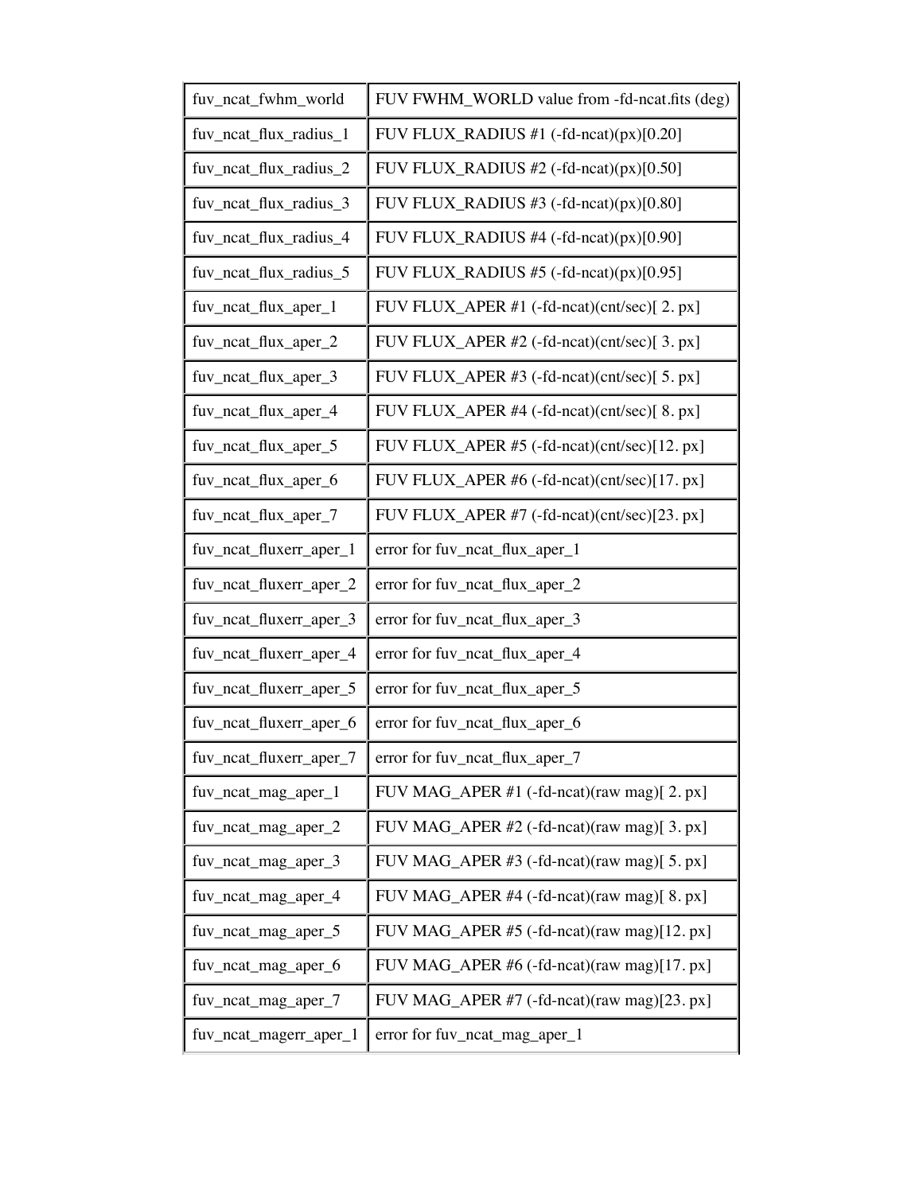| | |
|---|---|
| fuv_ncat_fwhm_world | FUV FWHM_WORLD value from -fd-ncat.fits (deg) |
| fuv_ncat_flux_radius_1 | FUV FLUX_RADIUS #1 (-fd-ncat)(px)[0.20] |
| fuv_ncat_flux_radius_2 | FUV FLUX_RADIUS #2 (-fd-ncat)(px)[0.50] |
| fuv_ncat_flux_radius_3 | FUV FLUX_RADIUS #3 (-fd-ncat)(px)[0.80] |
| fuv_ncat_flux_radius_4 | FUV FLUX_RADIUS #4 (-fd-ncat)(px)[0.90] |
| fuv_ncat_flux_radius_5 | FUV FLUX_RADIUS #5 (-fd-ncat)(px)[0.95] |
| fuv_ncat_flux_aper_1 | FUV FLUX_APER #1 (-fd-ncat)(cnt/sec)[ 2. px] |
| fuv_ncat_flux_aper_2 | FUV FLUX_APER #2 (-fd-ncat)(cnt/sec)[ 3. px] |
| fuv_ncat_flux_aper_3 | FUV FLUX_APER #3 (-fd-ncat)(cnt/sec)[ 5. px] |
| fuv_ncat_flux_aper_4 | FUV FLUX_APER #4 (-fd-ncat)(cnt/sec)[ 8. px] |
| fuv_ncat_flux_aper_5 | FUV FLUX_APER #5 (-fd-ncat)(cnt/sec)[12. px] |
| fuv_ncat_flux_aper_6 | FUV FLUX_APER #6 (-fd-ncat)(cnt/sec)[17. px] |
| fuv_ncat_flux_aper_7 | FUV FLUX_APER #7 (-fd-ncat)(cnt/sec)[23. px] |
| fuv_ncat_fluxerr_aper_1 | error for fuv_ncat_flux_aper_1 |
| fuv_ncat_fluxerr_aper_2 | error for fuv_ncat_flux_aper_2 |
| fuv_ncat_fluxerr_aper_3 | error for fuv_ncat_flux_aper_3 |
| fuv_ncat_fluxerr_aper_4 | error for fuv_ncat_flux_aper_4 |
| fuv_ncat_fluxerr_aper_5 | error for fuv_ncat_flux_aper_5 |
| fuv_ncat_fluxerr_aper_6 | error for fuv_ncat_flux_aper_6 |
| fuv_ncat_fluxerr_aper_7 | error for fuv_ncat_flux_aper_7 |
| fuv_ncat_mag_aper_1 | FUV MAG_APER #1 (-fd-ncat)(raw mag)[ 2. px] |
| fuv_ncat_mag_aper_2 | FUV MAG_APER #2 (-fd-ncat)(raw mag)[ 3. px] |
| fuv_ncat_mag_aper_3 | FUV MAG_APER #3 (-fd-ncat)(raw mag)[ 5. px] |
| fuv_ncat_mag_aper_4 | FUV MAG_APER #4 (-fd-ncat)(raw mag)[ 8. px] |
| fuv_ncat_mag_aper_5 | FUV MAG_APER #5 (-fd-ncat)(raw mag)[12. px] |
| fuv_ncat_mag_aper_6 | FUV MAG_APER #6 (-fd-ncat)(raw mag)[17. px] |
| fuv_ncat_mag_aper_7 | FUV MAG_APER #7 (-fd-ncat)(raw mag)[23. px] |
| fuv_ncat_magerr_aper_1 | error for fuv_ncat_mag_aper_1 |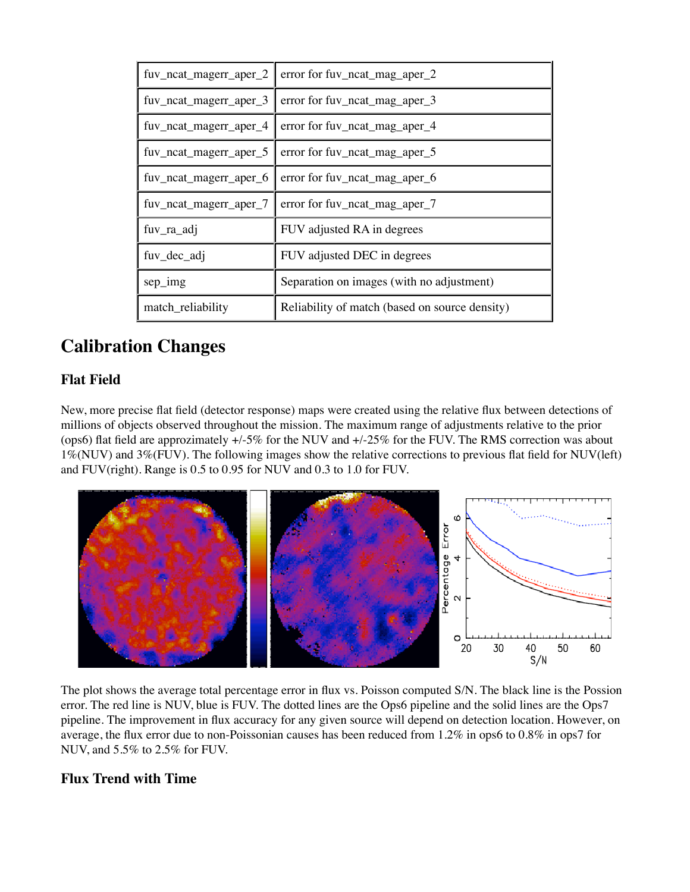| | |
|---|---|
| fuv_ncat_magerr_aper_2 | error for fuv_ncat_mag_aper_2 |
| fuv_ncat_magerr_aper_3 | error for fuv_ncat_mag_aper_3 |
| fuv_ncat_magerr_aper_4 | error for fuv_ncat_mag_aper_4 |
| fuv_ncat_magerr_aper_5 | error for fuv_ncat_mag_aper_5 |
| fuv_ncat_magerr_aper_6 | error for fuv_ncat_mag_aper_6 |
| fuv_ncat_magerr_aper_7 | error for fuv_ncat_mag_aper_7 |
| fuv_ra_adj | FUV adjusted RA in degrees |
| fuv_dec_adj | FUV adjusted DEC in degrees |
| sep_img | Separation on images (with no adjustment) |
| match_reliability | Reliability of match (based on source density) |

## Calibration Changes

### Flat Field

New, more precise flat field (detector response) maps were created using the relative flux between detections of millions of objects observed throughout the mission. The maximum range of adjustments relative to the prior (ops6) flat field are approzimately +/-5% for the NUV and +/-25% for the FUV. The RMS correction was about 1%(NUV) and 3%(FUV). The following images show the relative corrections to previous flat field for NUV(left) and FUV(right). Range is 0.5 to 0.95 for NUV and 0.3 to 1.0 for FUV.

Percentage Error

0
2
4
6

20 30 40 50 60

S/N

The plot shows the average total percentage error in flux vs. Poisson computed S/N. The black line is the Possion error. The red line is NUV, blue is FUV. The dotted lines are the Ops6 pipeline and the solid lines are the Ops7 pipeline. The improvement in flux accuracy for any given source will depend on detection location. However, on average, the flux error due to non-Poissonian causes has been reduced from 1.2% in ops6 to 0.8% in ops7 for NUV, and 5.5% to 2.5% for FUV.

### Flux Trend with Time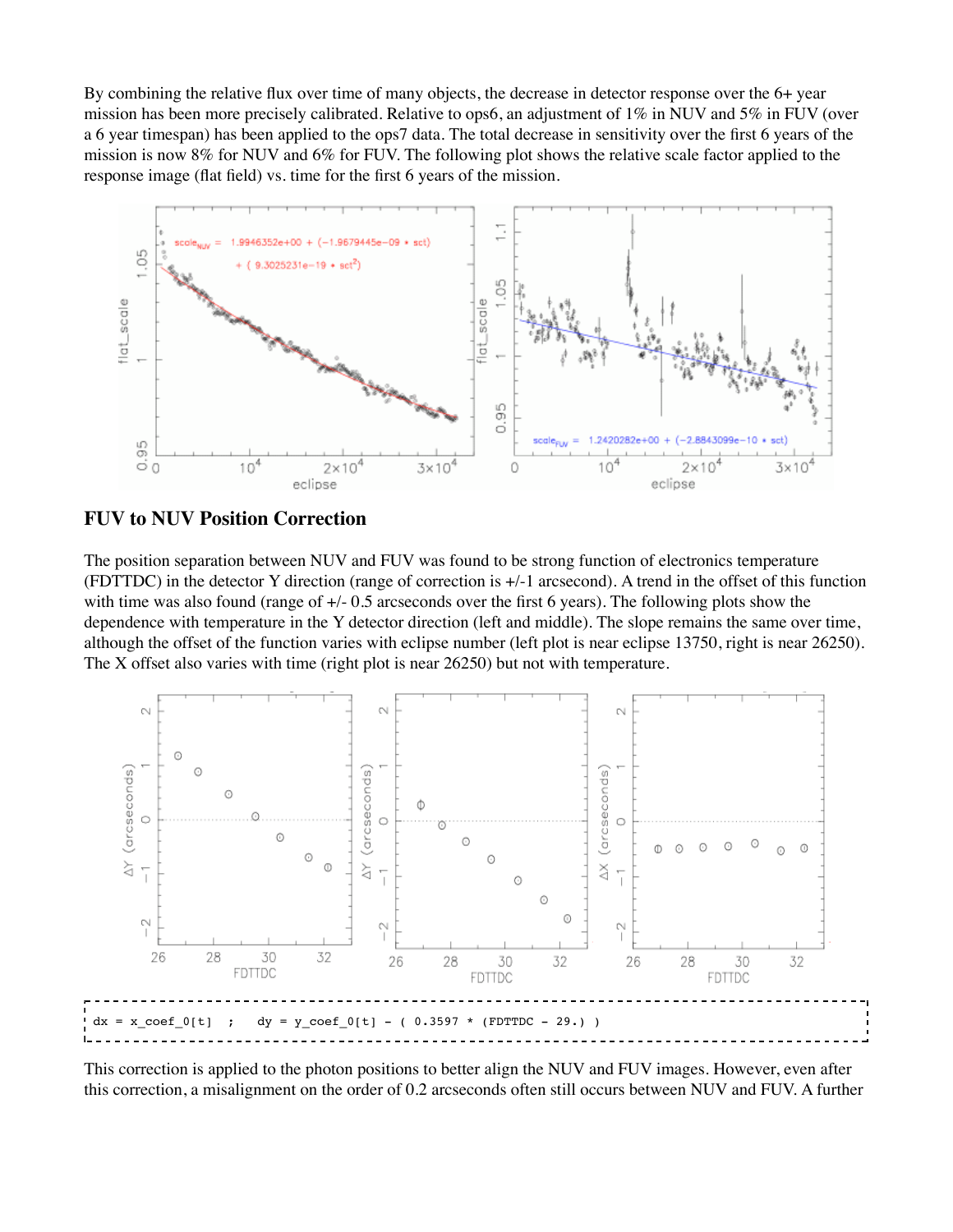By combining the relative flux over time of many objects, the decrease in detector response over the 6+ year mission has been more precisely calibrated. Relative to ops6, an adjustment of 1% in NUV and 5% in FUV (over a 6 year timespan) has been applied to the ops7 data. The total decrease in sensitivity over the first 6 years of the mission is now 8% for NUV and 6% for FUV. The following plot shows the relative scale factor applied to the response image (flat field) vs. time for the first 6 years of the mission.

$scale_{NUV}$ = 1.9946352e+00 + (−1.9679445e−09 * sct) + ( 9.3025231e−19 * sct$^2$)

flat_scale

0.95 1 1.05

0 $10^4$ $2\times10^4$ $3\times10^4$

eclipse

$scale_{FUV}$ = 1.2420282e+00 + (−2.8843099e−10 * sct)

flat_scale

0.95 1 1.05 1.1

0 $10^4$ $2\times10^4$ $3\times10^4$

eclipse

## FUV to NUV Position Correction

The position separation between NUV and FUV was found to be strong function of electronics temperature (FDTTDC) in the detector Y direction (range of correction is +/-1 arcsecond). A trend in the offset of this function with time was also found (range of +/- 0.5 arcseconds over the first 6 years). The following plots show the dependence with temperature in the Y detector direction (left and middle). The slope remains the same over time, although the offset of the function varies with eclipse number (left plot is near eclipse 13750, right is near 26250). The X offset also varies with time (right plot is near 26250) but not with temperature.

ΔY (arcseconds)

−2 −1 0 1 2

26 28 30 32

FDTTDC

ΔY (arcseconds)

−2 −1 0 1 2

26 28 30 32

FDTTDC

ΔX (arcseconds)

−2 −1 0 1 2

26 28 30 32

FDTTDC

```
dx = x_coef_0[t]  ;   dy = y_coef_0[t] - ( 0.3597 * (FDTTDC - 29.) )
```

This correction is applied to the photon positions to better align the NUV and FUV images. However, even after this correction, a misalignment on the order of 0.2 arcseconds often still occurs between NUV and FUV. A further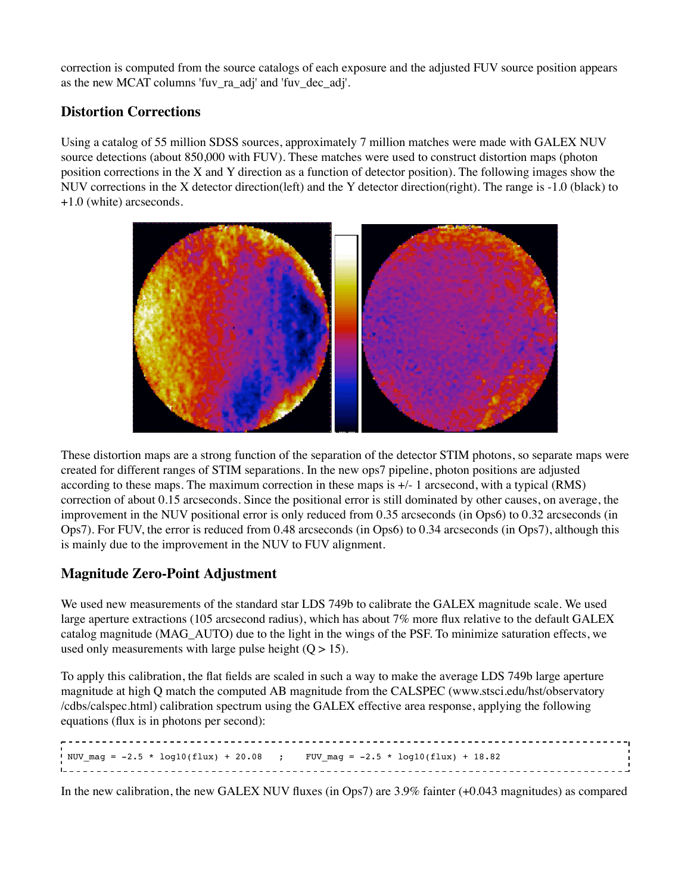correction is computed from the source catalogs of each exposure and the adjusted FUV source position appears as the new MCAT columns 'fuv_ra_adj' and 'fuv_dec_adj'.

## Distortion Corrections

Using a catalog of 55 million SDSS sources, approximately 7 million matches were made with GALEX NUV source detections (about 850,000 with FUV). These matches were used to construct distortion maps (photon position corrections in the X and Y direction as a function of detector position). The following images show the NUV corrections in the X detector direction(left) and the Y detector direction(right). The range is -1.0 (black) to +1.0 (white) arcseconds.

These distortion maps are a strong function of the separation of the detector STIM photons, so separate maps were created for different ranges of STIM separations. In the new ops7 pipeline, photon positions are adjusted according to these maps. The maximum correction in these maps is +/- 1 arcsecond, with a typical (RMS) correction of about 0.15 arcseconds. Since the positional error is still dominated by other causes, on average, the improvement in the NUV positional error is only reduced from 0.35 arcseconds (in Ops6) to 0.32 arcseconds (in Ops7). For FUV, the error is reduced from 0.48 arcseconds (in Ops6) to 0.34 arcseconds (in Ops7), although this is mainly due to the improvement in the NUV to FUV alignment.

## Magnitude Zero-Point Adjustment

We used new measurements of the standard star LDS 749b to calibrate the GALEX magnitude scale. We used large aperture extractions (105 arcsecond radius), which has about 7% more flux relative to the default GALEX catalog magnitude (MAG_AUTO) due to the light in the wings of the PSF. To minimize saturation effects, we used only measurements with large pulse height (Q > 15).

To apply this calibration, the flat fields are scaled in such a way to make the average LDS 749b large aperture magnitude at high Q match the computed AB magnitude from the CALSPEC (www.stsci.edu/hst/observatory/cdbs/calspec.html) calibration spectrum using the GALEX effective area response, applying the following equations (flux is in photons per second):

```
NUV_mag = -2.5 * log10(flux) + 20.08    ;    FUV_mag = -2.5 * log10(flux) + 18.82
```

In the new calibration, the new GALEX NUV fluxes (in Ops7) are 3.9% fainter (+0.043 magnitudes) as compared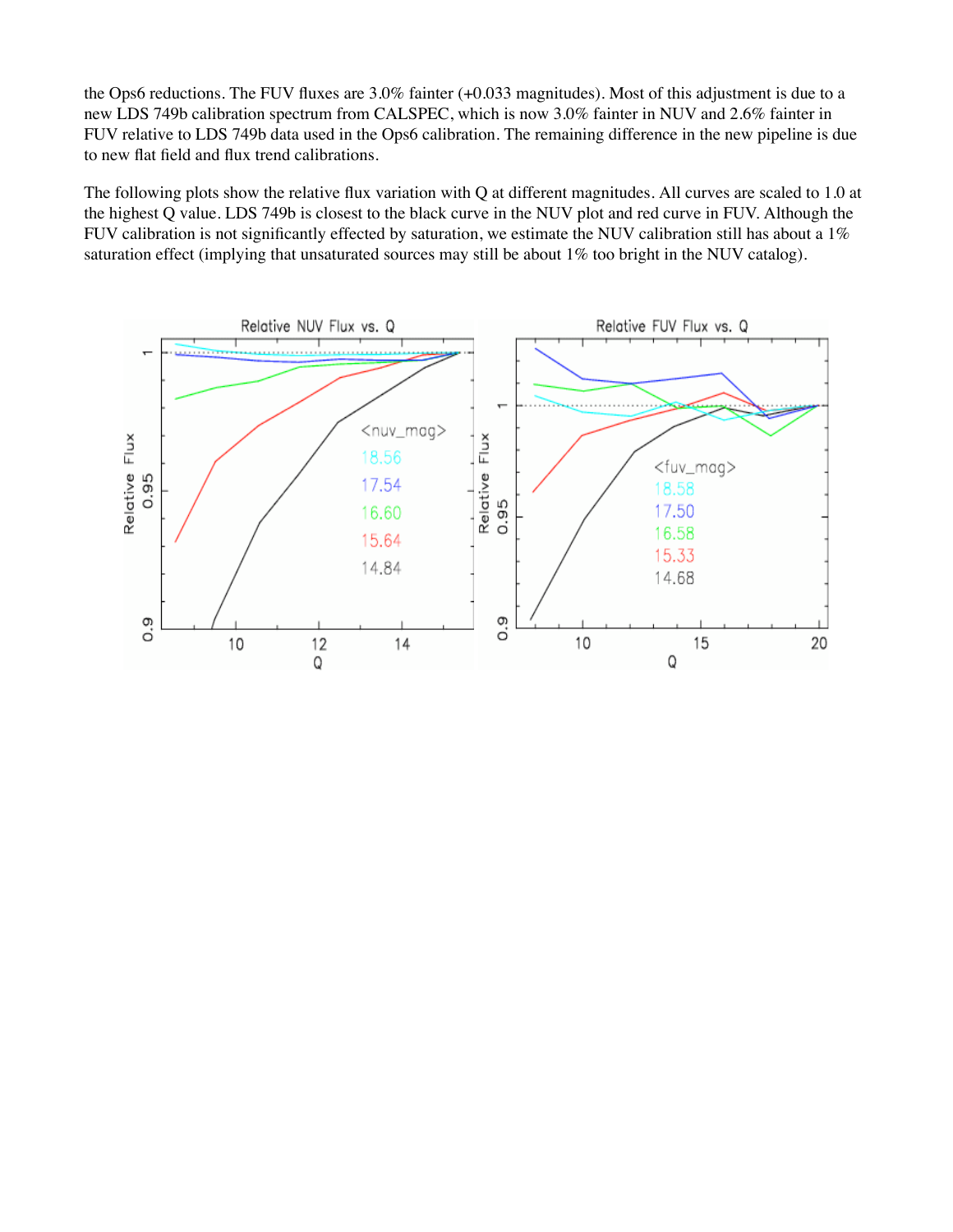the Ops6 reductions. The FUV fluxes are 3.0% fainter (+0.033 magnitudes). Most of this adjustment is due to a new LDS 749b calibration spectrum from CALSPEC, which is now 3.0% fainter in NUV and 2.6% fainter in FUV relative to LDS 749b data used in the Ops6 calibration. The remaining difference in the new pipeline is due to new flat field and flux trend calibrations.

The following plots show the relative flux variation with Q at different magnitudes. All curves are scaled to 1.0 at the highest Q value. LDS 749b is closest to the black curve in the NUV plot and red curve in FUV. Although the FUV calibration is not significantly effected by saturation, we estimate the NUV calibration still has about a 1% saturation effect (implying that unsaturated sources may still be about 1% too bright in the NUV catalog).

Relative NUV Flux vs. Q

Relative Flux

0.9

0.95

1

10

12

14

Q

<nuv_mag>

18.56

17.54

16.60

15.64

14.84

Relative FUV Flux vs. Q

Relative Flux

0.9

0.95

1

10

15

20

Q

<fuv_mag>

18.58

17.50

16.58

15.33

14.68